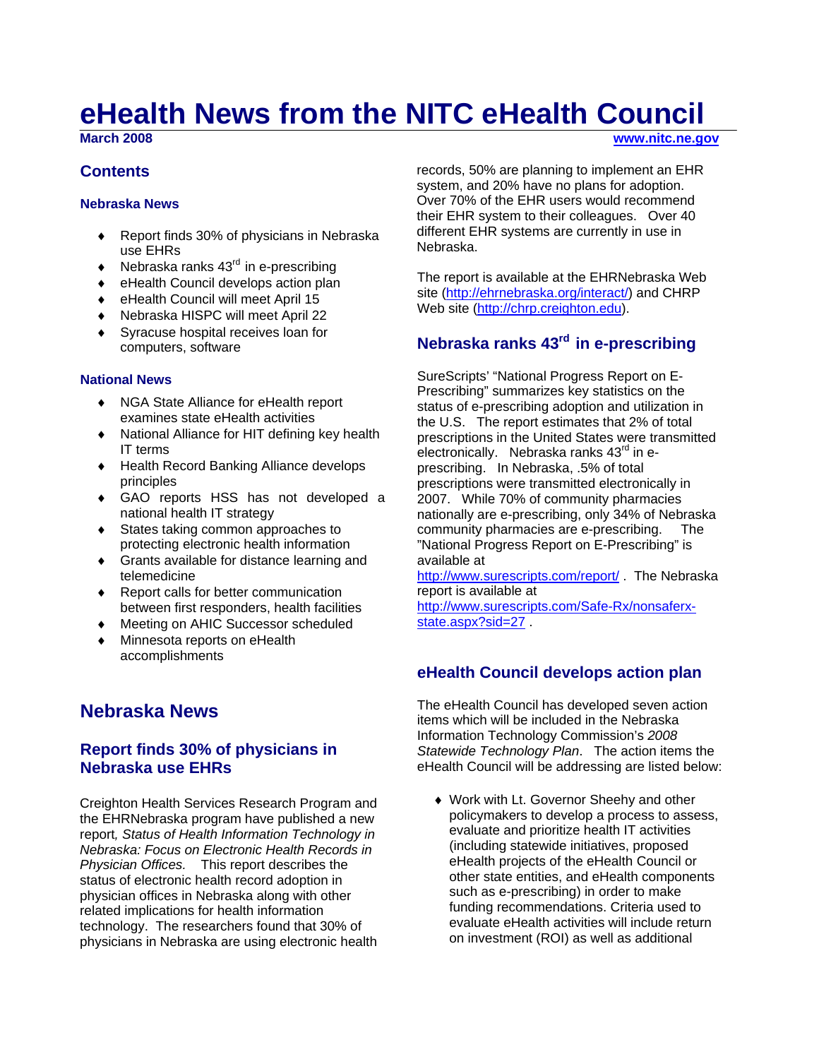# eHealth News from the NITC eHealth Council

**March 2008** **www.nitc.ne.gov**

## Contents

### Nebraska News

- Report finds 30% of physicians in Nebraska use EHRs
- Nebraska ranks 43rd in e-prescribing
- eHealth Council develops action plan
- eHealth Council will meet April 15
- Nebraska HISPC will meet April 22
- Syracuse hospital receives loan for computers, software

### National News

- NGA State Alliance for eHealth report examines state eHealth activities
- National Alliance for HIT defining key health IT terms
- Health Record Banking Alliance develops principles
- GAO reports HSS has not developed a national health IT strategy
- States taking common approaches to protecting electronic health information
- Grants available for distance learning and telemedicine
- Report calls for better communication between first responders, health facilities
- Meeting on AHIC Successor scheduled
- Minnesota reports on eHealth accomplishments

## Nebraska News

### Report finds 30% of physicians in Nebraska use EHRs

Creighton Health Services Research Program and the EHRNebraska program have published a new report, *Status of Health Information Technology in Nebraska: Focus on Electronic Health Records in Physician Offices.* This report describes the status of electronic health record adoption in physician offices in Nebraska along with other related implications for health information technology. The researchers found that 30% of physicians in Nebraska are using electronic health records, 50% are planning to implement an EHR system, and 20% have no plans for adoption. Over 70% of the EHR users would recommend their EHR system to their colleagues. Over 40 different EHR systems are currently in use in Nebraska.

The report is available at the EHRNebraska Web site (http://ehrnebraska.org/interact/) and CHRP Web site (http://chrp.creighton.edu).

### Nebraska ranks 43rd in e-prescribing

SureScripts' "National Progress Report on E-Prescribing" summarizes key statistics on the status of e-prescribing adoption and utilization in the U.S. The report estimates that 2% of total prescriptions in the United States were transmitted electronically. Nebraska ranks 43rd in e-prescribing. In Nebraska, .5% of total prescriptions were transmitted electronically in 2007. While 70% of community pharmacies nationally are e-prescribing, only 34% of Nebraska community pharmacies are e-prescribing. The "National Progress Report on E-Prescribing" is available at http://www.surescripts.com/report/ . The Nebraska report is available at http://www.surescripts.com/Safe-Rx/nonsaferx-state.aspx?sid=27 .

### eHealth Council develops action plan

The eHealth Council has developed seven action items which will be included in the Nebraska Information Technology Commission's *2008 Statewide Technology Plan*. The action items the eHealth Council will be addressing are listed below:

- Work with Lt. Governor Sheehy and other policymakers to develop a process to assess, evaluate and prioritize health IT activities (including statewide initiatives, proposed eHealth projects of the eHealth Council or other state entities, and eHealth components such as e-prescribing) in order to make funding recommendations. Criteria used to evaluate eHealth activities will include return on investment (ROI) as well as additional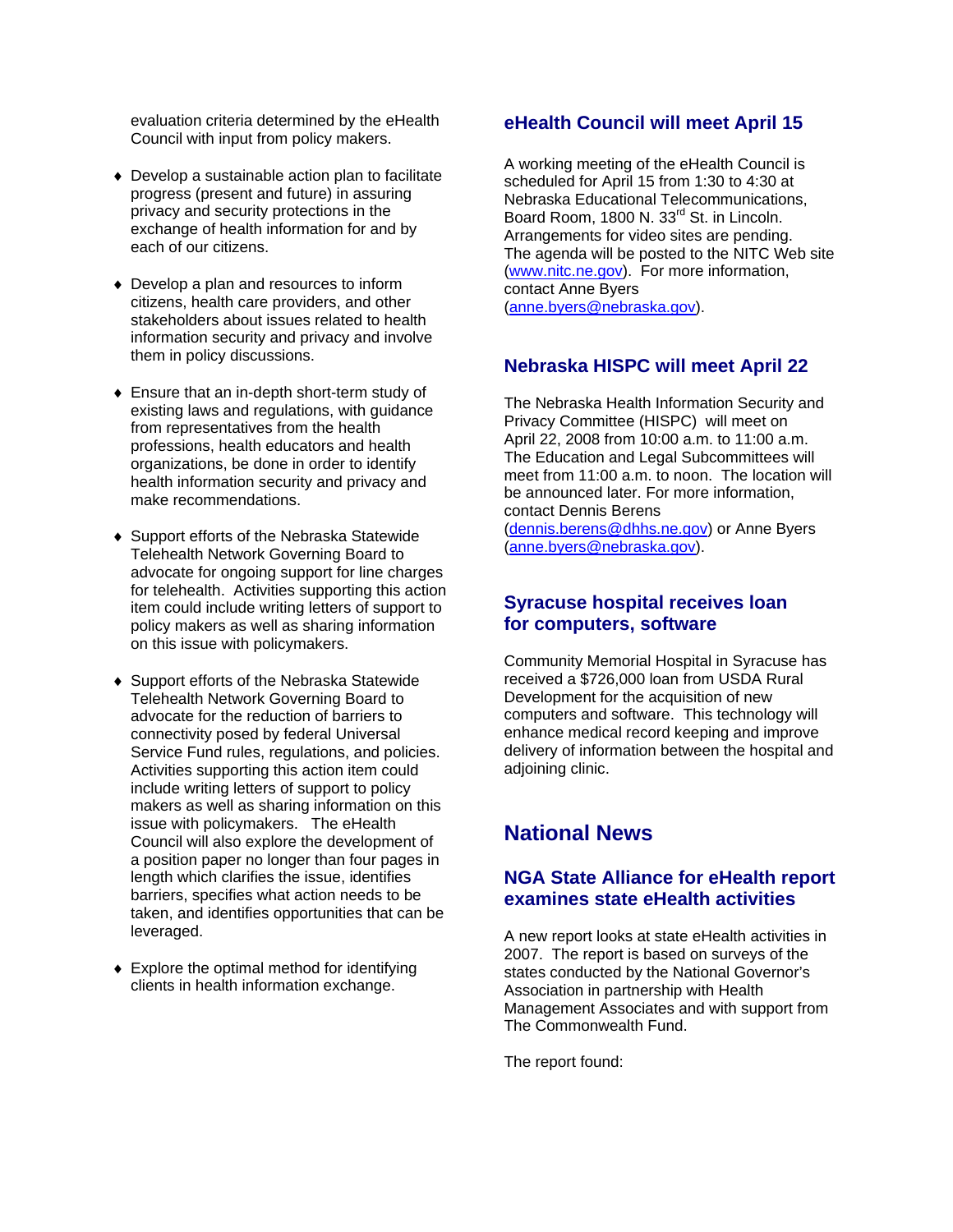evaluation criteria determined by the eHealth Council with input from policy makers.

- Develop a sustainable action plan to facilitate progress (present and future) in assuring privacy and security protections in the exchange of health information for and by each of our citizens.

- Develop a plan and resources to inform citizens, health care providers, and other stakeholders about issues related to health information security and privacy and involve them in policy discussions.

- Ensure that an in-depth short-term study of existing laws and regulations, with guidance from representatives from the health professions, health educators and health organizations, be done in order to identify health information security and privacy and make recommendations.

- Support efforts of the Nebraska Statewide Telehealth Network Governing Board to advocate for ongoing support for line charges for telehealth. Activities supporting this action item could include writing letters of support to policy makers as well as sharing information on this issue with policymakers.

- Support efforts of the Nebraska Statewide Telehealth Network Governing Board to advocate for the reduction of barriers to connectivity posed by federal Universal Service Fund rules, regulations, and policies. Activities supporting this action item could include writing letters of support to policy makers as well as sharing information on this issue with policymakers. The eHealth Council will also explore the development of a position paper no longer than four pages in length which clarifies the issue, identifies barriers, specifies what action needs to be taken, and identifies opportunities that can be leveraged.

- Explore the optimal method for identifying clients in health information exchange.

### eHealth Council will meet April 15

A working meeting of the eHealth Council is scheduled for April 15 from 1:30 to 4:30 at Nebraska Educational Telecommunications, Board Room, 1800 N. 33rd St. in Lincoln. Arrangements for video sites are pending. The agenda will be posted to the NITC Web site (www.nitc.ne.gov). For more information, contact Anne Byers (anne.byers@nebraska.gov).

### Nebraska HISPC will meet April 22

The Nebraska Health Information Security and Privacy Committee (HISPC) will meet on April 22, 2008 from 10:00 a.m. to 11:00 a.m. The Education and Legal Subcommittees will meet from 11:00 a.m. to noon. The location will be announced later. For more information, contact Dennis Berens (dennis.berens@dhhs.ne.gov) or Anne Byers (anne.byers@nebraska.gov).

### Syracuse hospital receives loan for computers, software

Community Memorial Hospital in Syracuse has received a $726,000 loan from USDA Rural Development for the acquisition of new computers and software. This technology will enhance medical record keeping and improve delivery of information between the hospital and adjoining clinic.

## National News

### NGA State Alliance for eHealth report examines state eHealth activities

A new report looks at state eHealth activities in 2007. The report is based on surveys of the states conducted by the National Governor's Association in partnership with Health Management Associates and with support from The Commonwealth Fund.

The report found: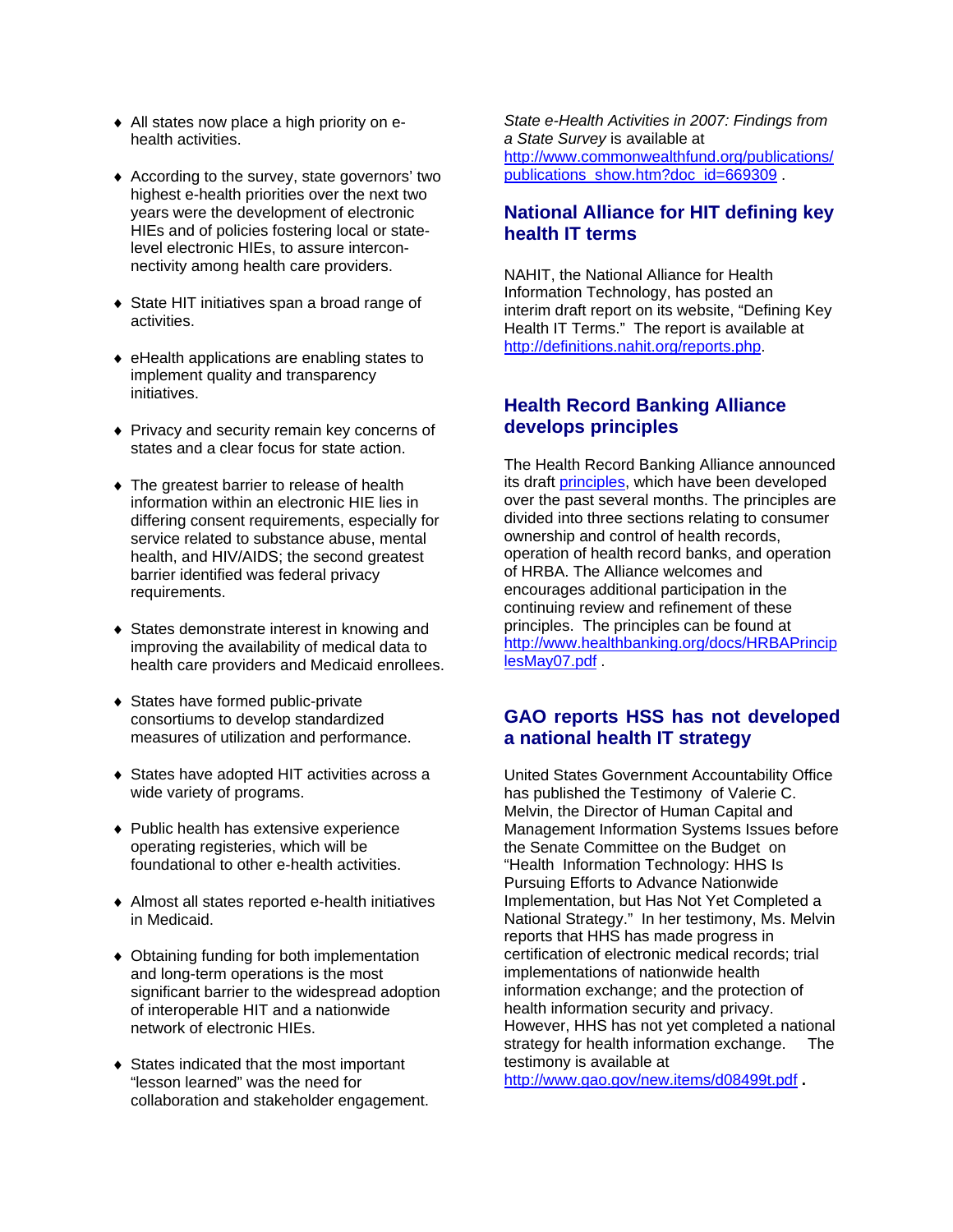- All states now place a high priority on e-health activities.
- According to the survey, state governors' two highest e-health priorities over the next two years were the development of electronic HIEs and of policies fostering local or state-level electronic HIEs, to assure interconnectivity among health care providers.
- State HIT initiatives span a broad range of activities.
- eHealth applications are enabling states to implement quality and transparency initiatives.
- Privacy and security remain key concerns of states and a clear focus for state action.
- The greatest barrier to release of health information within an electronic HIE lies in differing consent requirements, especially for service related to substance abuse, mental health, and HIV/AIDS; the second greatest barrier identified was federal privacy requirements.
- States demonstrate interest in knowing and improving the availability of medical data to health care providers and Medicaid enrollees.
- States have formed public-private consortiums to develop standardized measures of utilization and performance.
- States have adopted HIT activities across a wide variety of programs.
- Public health has extensive experience operating registeries, which will be foundational to other e-health activities.
- Almost all states reported e-health initiatives in Medicaid.
- Obtaining funding for both implementation and long-term operations is the most significant barrier to the widespread adoption of interoperable HIT and a nationwide network of electronic HIEs.
- States indicated that the most important "lesson learned" was the need for collaboration and stakeholder engagement.

*State e-Health Activities in 2007: Findings from a State Survey* is available at http://www.commonwealthfund.org/publications/publications_show.htm?doc_id=669309 .

## National Alliance for HIT defining key health IT terms

NAHIT, the National Alliance for Health Information Technology, has posted an interim draft report on its website, "Defining Key Health IT Terms." The report is available at http://definitions.nahit.org/reports.php.

## Health Record Banking Alliance develops principles

The Health Record Banking Alliance announced its draft principles, which have been developed over the past several months. The principles are divided into three sections relating to consumer ownership and control of health records, operation of health record banks, and operation of HRBA. The Alliance welcomes and encourages additional participation in the continuing review and refinement of these principles. The principles can be found at http://www.healthbanking.org/docs/HRBAPrinciplesMay07.pdf .

## GAO reports HSS has not developed a national health IT strategy

United States Government Accountability Office has published the Testimony of Valerie C. Melvin, the Director of Human Capital and Management Information Systems Issues before the Senate Committee on the Budget on "Health Information Technology: HHS Is Pursuing Efforts to Advance Nationwide Implementation, but Has Not Yet Completed a National Strategy." In her testimony, Ms. Melvin reports that HHS has made progress in certification of electronic medical records; trial implementations of nationwide health information exchange; and the protection of health information security and privacy. However, HHS has not yet completed a national strategy for health information exchange. The testimony is available at http://www.gao.gov/new.items/d08499t.pdf **.**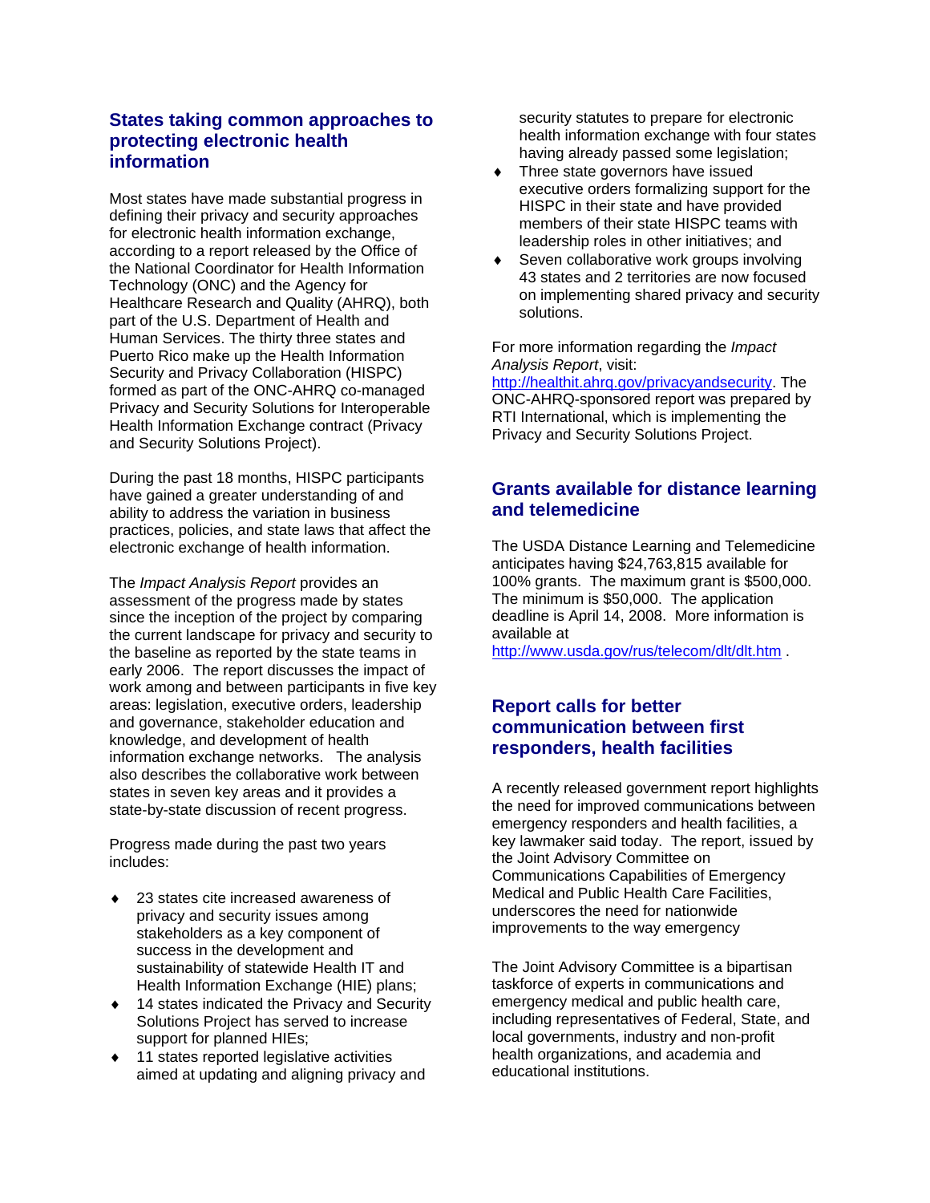## States taking common approaches to protecting electronic health information

Most states have made substantial progress in defining their privacy and security approaches for electronic health information exchange, according to a report released by the Office of the National Coordinator for Health Information Technology (ONC) and the Agency for Healthcare Research and Quality (AHRQ), both part of the U.S. Department of Health and Human Services. The thirty three states and Puerto Rico make up the Health Information Security and Privacy Collaboration (HISPC) formed as part of the ONC-AHRQ co-managed Privacy and Security Solutions for Interoperable Health Information Exchange contract (Privacy and Security Solutions Project).

During the past 18 months, HISPC participants have gained a greater understanding of and ability to address the variation in business practices, policies, and state laws that affect the electronic exchange of health information.

The *Impact Analysis Report* provides an assessment of the progress made by states since the inception of the project by comparing the current landscape for privacy and security to the baseline as reported by the state teams in early 2006. The report discusses the impact of work among and between participants in five key areas: legislation, executive orders, leadership and governance, stakeholder education and knowledge, and development of health information exchange networks. The analysis also describes the collaborative work between states in seven key areas and it provides a state-by-state discussion of recent progress.

Progress made during the past two years includes:

- 23 states cite increased awareness of privacy and security issues among stakeholders as a key component of success in the development and sustainability of statewide Health IT and Health Information Exchange (HIE) plans;
- 14 states indicated the Privacy and Security Solutions Project has served to increase support for planned HIEs;
- 11 states reported legislative activities aimed at updating and aligning privacy and security statutes to prepare for electronic health information exchange with four states having already passed some legislation;
- Three state governors have issued executive orders formalizing support for the HISPC in their state and have provided members of their state HISPC teams with leadership roles in other initiatives; and
- Seven collaborative work groups involving 43 states and 2 territories are now focused on implementing shared privacy and security solutions.

For more information regarding the *Impact Analysis Report*, visit: http://healthit.ahrq.gov/privacyandsecurity. The ONC-AHRQ-sponsored report was prepared by RTI International, which is implementing the Privacy and Security Solutions Project.

## Grants available for distance learning and telemedicine

The USDA Distance Learning and Telemedicine anticipates having $24,763,815 available for 100% grants. The maximum grant is $500,000. The minimum is $50,000. The application deadline is April 14, 2008. More information is available at http://www.usda.gov/rus/telecom/dlt/dlt.htm .

## Report calls for better communication between first responders, health facilities

A recently released government report highlights the need for improved communications between emergency responders and health facilities, a key lawmaker said today. The report, issued by the Joint Advisory Committee on Communications Capabilities of Emergency Medical and Public Health Care Facilities, underscores the need for nationwide improvements to the way emergency

The Joint Advisory Committee is a bipartisan taskforce of experts in communications and emergency medical and public health care, including representatives of Federal, State, and local governments, industry and non-profit health organizations, and academia and educational institutions.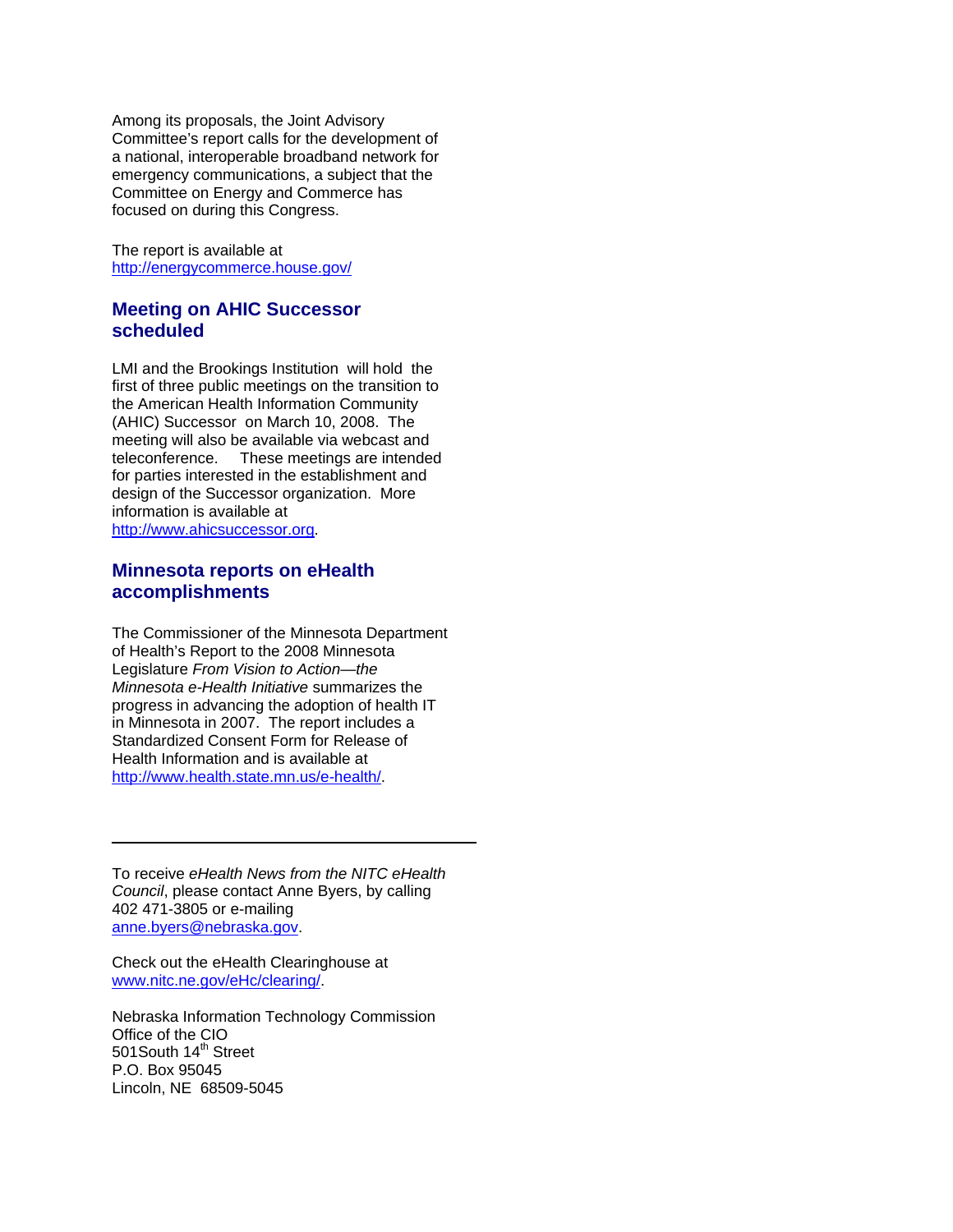Among its proposals, the Joint Advisory Committee's report calls for the development of a national, interoperable broadband network for emergency communications, a subject that the Committee on Energy and Commerce has focused on during this Congress.

The report is available at http://energycommerce.house.gov/

## Meeting on AHIC Successor scheduled

LMI and the Brookings Institution will hold the first of three public meetings on the transition to the American Health Information Community (AHIC) Successor on March 10, 2008. The meeting will also be available via webcast and teleconference. These meetings are intended for parties interested in the establishment and design of the Successor organization. More information is available at http://www.ahicsuccessor.org.

## Minnesota reports on eHealth accomplishments

The Commissioner of the Minnesota Department of Health's Report to the 2008 Minnesota Legislature *From Vision to Action—the Minnesota e-Health Initiative* summarizes the progress in advancing the adoption of health IT in Minnesota in 2007. The report includes a Standardized Consent Form for Release of Health Information and is available at http://www.health.state.mn.us/e-health/.

---

To receive *eHealth News from the NITC eHealth Council*, please contact Anne Byers, by calling 402 471-3805 or e-mailing anne.byers@nebraska.gov.

Check out the eHealth Clearinghouse at www.nitc.ne.gov/eHc/clearing/.

Nebraska Information Technology Commission
Office of the CIO
501South 14th Street
P.O. Box 95045
Lincoln, NE 68509-5045